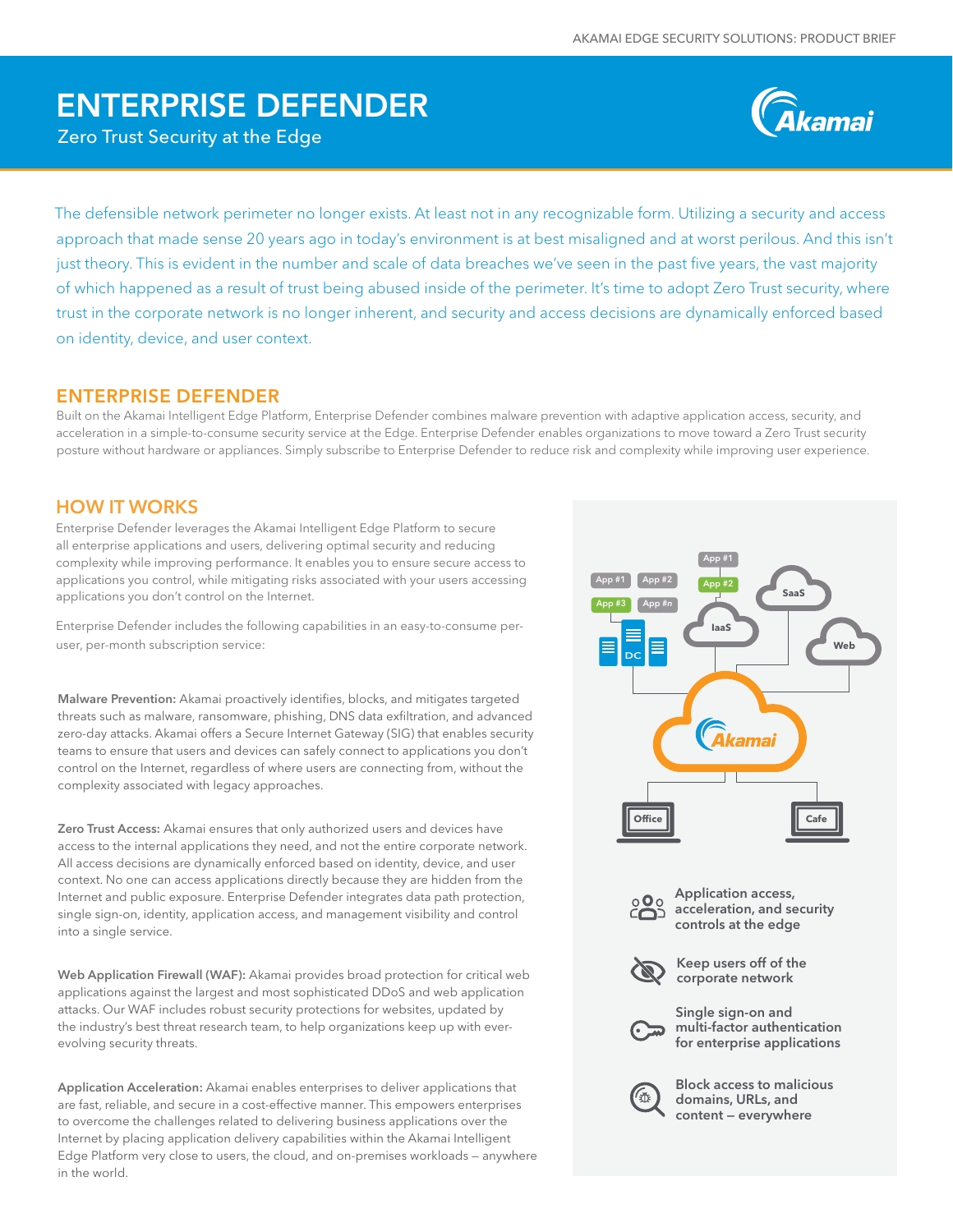# ENTERPRISE DEFENDER

Zero Trust Security at the Edge

The defensible network perimeter no longer exists. At least not in any recognizable form. Utilizing a security and access approach that made sense 20 years ago in today's environment is at best misaligned and at worst perilous. And this isn't just theory. This is evident in the number and scale of data breaches we've seen in the past five years, the vast majority of which happened as a result of trust being abused inside of the perimeter. It's time to adopt Zero Trust security, where trust in the corporate network is no longer inherent, and security and access decisions are dynamically enforced based on identity, device, and user context.

## ENTERPRISE DEFENDER

Built on the Akamai Intelligent Edge Platform, Enterprise Defender combines malware prevention with adaptive application access, security, and acceleration in a simple-to-consume security service at the Edge. Enterprise Defender enables organizations to move toward a Zero Trust security posture without hardware or appliances. Simply subscribe to Enterprise Defender to reduce risk and complexity while improving user experience.

## HOW IT WORKS

Enterprise Defender leverages the Akamai Intelligent Edge Platform to secure all enterprise applications and users, delivering optimal security and reducing complexity while improving performance. It enables you to ensure secure access to applications you control, while mitigating risks associated with your users accessing applications you don't control on the Internet.

Enterprise Defender includes the following capabilities in an easy-to-consume per-user, per-month subscription service:

**Malware Prevention:** Akamai proactively identifies, blocks, and mitigates targeted threats such as malware, ransomware, phishing, DNS data exfiltration, and advanced zero-day attacks. Akamai offers a Secure Internet Gateway (SIG) that enables security teams to ensure that users and devices can safely connect to applications you don't control on the Internet, regardless of where users are connecting from, without the complexity associated with legacy approaches.

**Zero Trust Access:** Akamai ensures that only authorized users and devices have access to the internal applications they need, and not the entire corporate network. All access decisions are dynamically enforced based on identity, device, and user context. No one can access applications directly because they are hidden from the Internet and public exposure. Enterprise Defender integrates data path protection, single sign-on, identity, application access, and management visibility and control into a single service.

**Web Application Firewall (WAF):** Akamai provides broad protection for critical web applications against the largest and most sophisticated DDoS and web application attacks. Our WAF includes robust security protections for websites, updated by the industry's best threat research team, to help organizations keep up with ever-evolving security threats.

**Application Acceleration:** Akamai enables enterprises to deliver applications that are fast, reliable, and secure in a cost-effective manner. This empowers enterprises to overcome the challenges related to delivering business applications over the Internet by placing application delivery capabilities within the Akamai Intelligent Edge Platform very close to users, the cloud, and on-premises workloads — anywhere in the world.

- Application access, acceleration, and security controls at the edge
- Keep users off of the corporate network
- Single sign-on and multi-factor authentication for enterprise applications
- Block access to malicious domains, URLs, and content — everywhere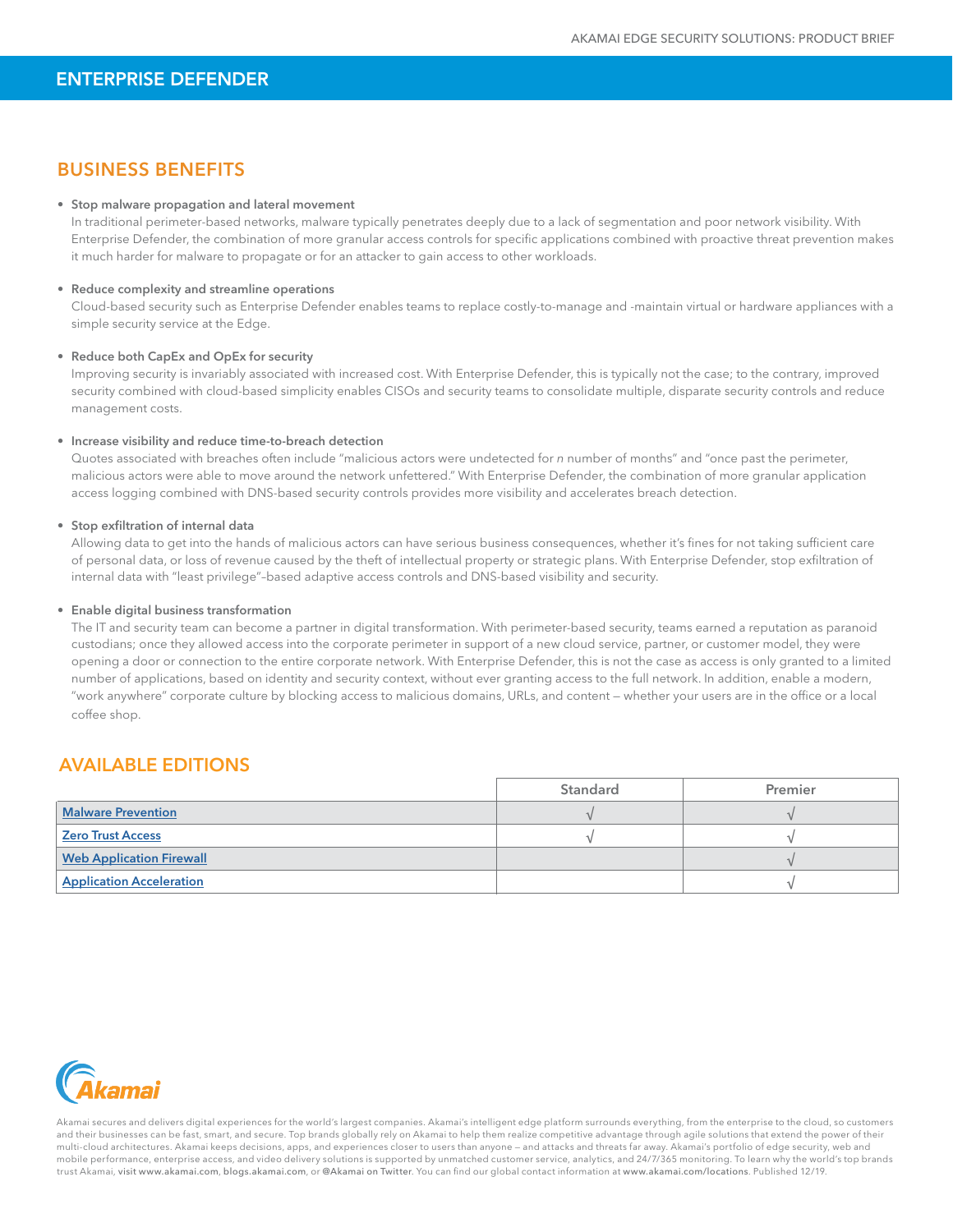## ENTERPRISE DEFENDER

## BUSINESS BENEFITS

- **Stop malware propagation and lateral movement**
  In traditional perimeter-based networks, malware typically penetrates deeply due to a lack of segmentation and poor network visibility. With Enterprise Defender, the combination of more granular access controls for specific applications combined with proactive threat prevention makes it much harder for malware to propagate or for an attacker to gain access to other workloads.

- **Reduce complexity and streamline operations**
  Cloud-based security such as Enterprise Defender enables teams to replace costly-to-manage and -maintain virtual or hardware appliances with a simple security service at the Edge.

- **Reduce both CapEx and OpEx for security**
  Improving security is invariably associated with increased cost. With Enterprise Defender, this is typically not the case; to the contrary, improved security combined with cloud-based simplicity enables CISOs and security teams to consolidate multiple, disparate security controls and reduce management costs.

- **Increase visibility and reduce time-to-breach detection**
  Quotes associated with breaches often include "malicious actors were undetected for *n* number of months" and "once past the perimeter, malicious actors were able to move around the network unfettered." With Enterprise Defender, the combination of more granular application access logging combined with DNS-based security controls provides more visibility and accelerates breach detection.

- **Stop exfiltration of internal data**
  Allowing data to get into the hands of malicious actors can have serious business consequences, whether it's fines for not taking sufficient care of personal data, or loss of revenue caused by the theft of intellectual property or strategic plans. With Enterprise Defender, stop exfiltration of internal data with "least privilege"–based adaptive access controls and DNS-based visibility and security.

- **Enable digital business transformation**
  The IT and security team can become a partner in digital transformation. With perimeter-based security, teams earned a reputation as paranoid custodians; once they allowed access into the corporate perimeter in support of a new cloud service, partner, or customer model, they were opening a door or connection to the entire corporate network. With Enterprise Defender, this is not the case as access is only granted to a limited number of applications, based on identity and security context, without ever granting access to the full network. In addition, enable a modern, "work anywhere" corporate culture by blocking access to malicious domains, URLs, and content — whether your users are in the office or a local coffee shop.

## AVAILABLE EDITIONS

| | Standard | Premier |
|---|---|---|
| Malware Prevention | √ | √ |
| Zero Trust Access | √ | √ |
| Web Application Firewall | | √ |
| Application Acceleration | | √ |

Akamai secures and delivers digital experiences for the world's largest companies. Akamai's intelligent edge platform surrounds everything, from the enterprise to the cloud, so customers and their businesses can be fast, smart, and secure. Top brands globally rely on Akamai to help them realize competitive advantage through agile solutions that extend the power of their multi-cloud architectures. Akamai keeps decisions, apps, and experiences closer to users than anyone — and attacks and threats far away. Akamai's portfolio of edge security, web and mobile performance, enterprise access, and video delivery solutions is supported by unmatched customer service, analytics, and 24/7/365 monitoring. To learn why the world's top brands trust Akamai, visit www.akamai.com, blogs.akamai.com, or @Akamai on Twitter. You can find our global contact information at www.akamai.com/locations. Published 12/19.